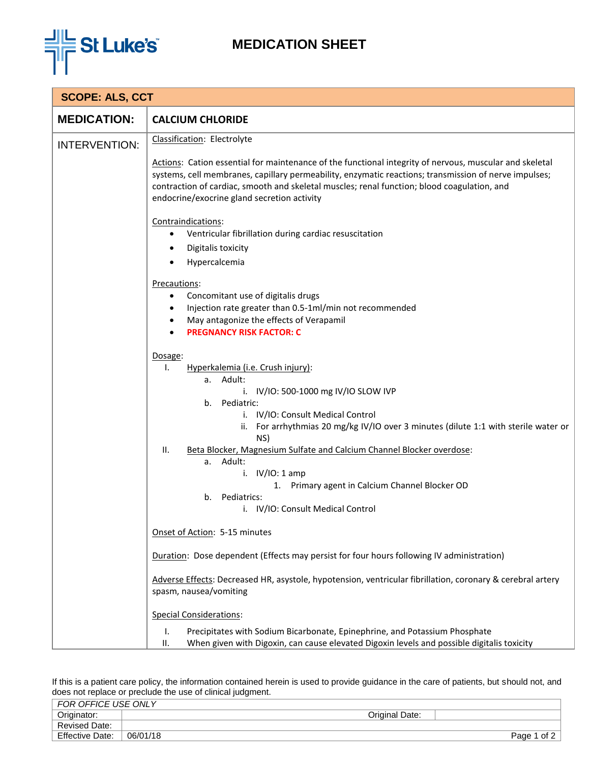St Luke's

# MEDICATION SHEET

**SCOPE: ALS, CCT**

| **MEDICATION:** | **CALCIUM CHLORIDE** |
|---|---|

**INTERVENTION:**

Classification: Electrolyte

Actions: Cation essential for maintenance of the functional integrity of nervous, muscular and skeletal systems, cell membranes, capillary permeability, enzymatic reactions; transmission of nerve impulses; contraction of cardiac, smooth and skeletal muscles; renal function; blood coagulation, and endocrine/exocrine gland secretion activity

Contraindications:

- Ventricular fibrillation during cardiac resuscitation
- Digitalis toxicity
- Hypercalcemia

Precautions:

- Concomitant use of digitalis drugs
- Injection rate greater than 0.5-1ml/min not recommended
- May antagonize the effects of Verapamil
- **PREGNANCY RISK FACTOR: C**

Dosage:

- I. Hyperkalemia (i.e. Crush injury):
  - a. Adult:
    - i. IV/IO: 500-1000 mg IV/IO SLOW IVP
  - b. Pediatric:
    - i. IV/IO: Consult Medical Control
    - ii. For arrhythmias 20 mg/kg IV/IO over 3 minutes (dilute 1:1 with sterile water or NS)
- II. Beta Blocker, Magnesium Sulfate and Calcium Channel Blocker overdose:
  - a. Adult:
    - i. IV/IO: 1 amp
      1. Primary agent in Calcium Channel Blocker OD
  - b. Pediatrics:
    - i. IV/IO: Consult Medical Control

Onset of Action: 5-15 minutes

Duration: Dose dependent (Effects may persist for four hours following IV administration)

Adverse Effects: Decreased HR, asystole, hypotension, ventricular fibrillation, coronary & cerebral artery spasm, nausea/vomiting

Special Considerations:

- I. Precipitates with Sodium Bicarbonate, Epinephrine, and Potassium Phosphate
- II. When given with Digoxin, can cause elevated Digoxin levels and possible digitalis toxicity

If this is a patient care policy, the information contained herein is used to provide guidance in the care of patients, but should not, and does not replace or preclude the use of clinical judgment.

| *FOR OFFICE USE ONLY* | | | |
|---|---|---|---|
| Originator: | | Original Date: | |
| Revised Date: | | | |
| Effective Date: | 06/01/18 | | |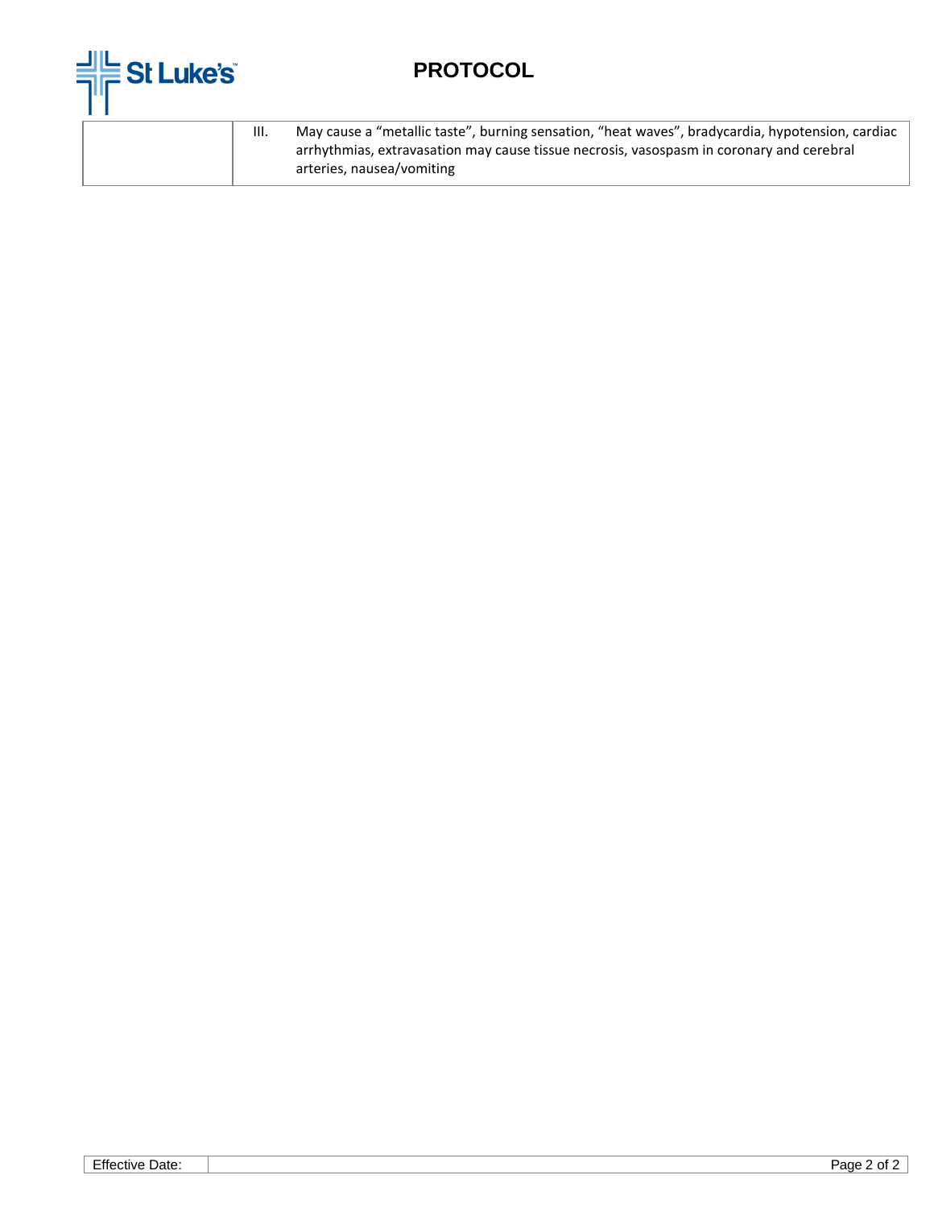| | |
|---|---|
| | III. May cause a "metallic taste", burning sensation, "heat waves", bradycardia, hypotension, cardiac arrhythmias, extravasation may cause tissue necrosis, vasospasm in coronary and cerebral arteries, nausea/vomiting |